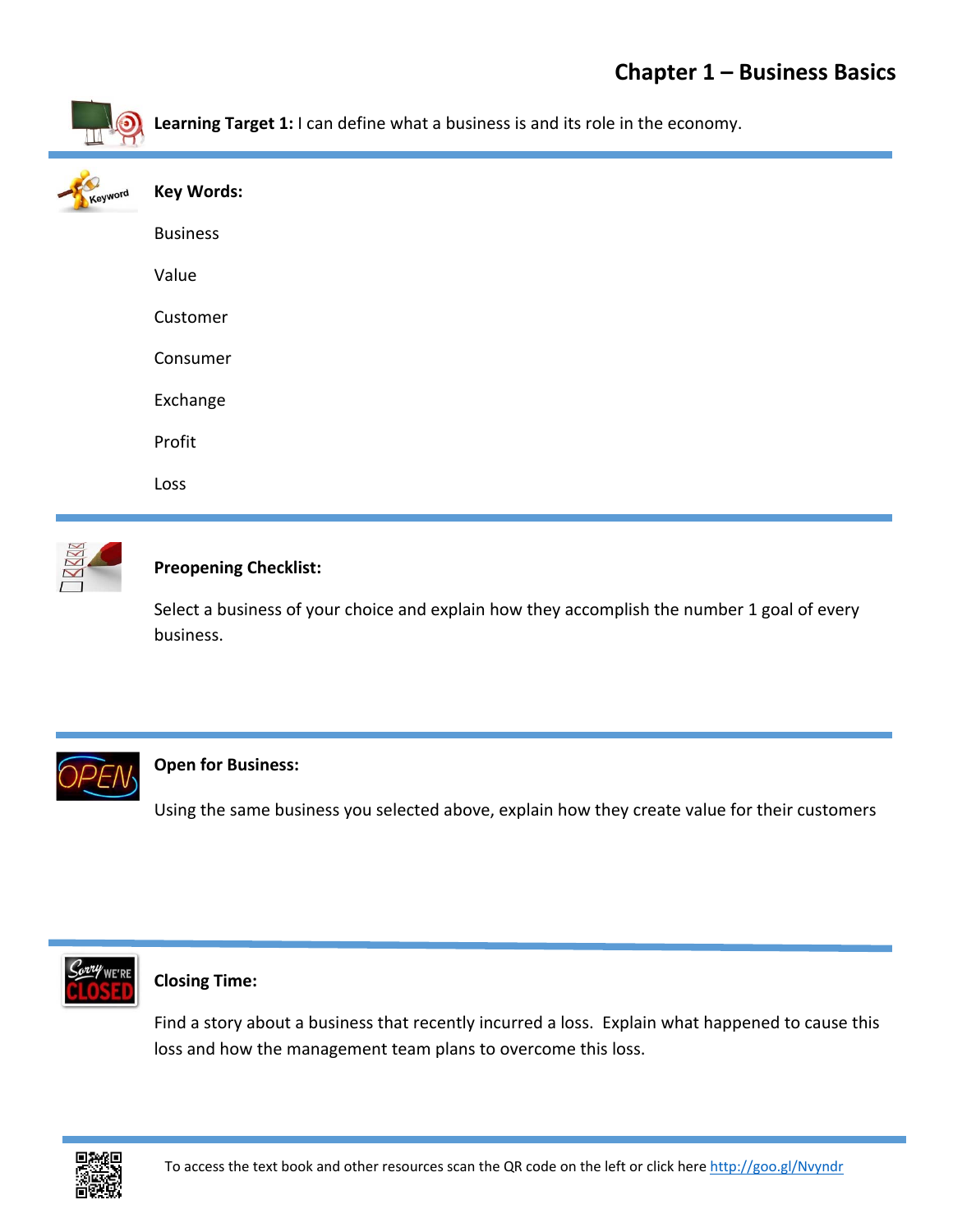# Chapter 1 – Business Basics

**Learning Target 1:** I can define what a business is and its role in the economy.

**Key Words:**

Business

Value

Customer

Consumer

Exchange

Profit

Loss

**Preopening Checklist:**

Select a business of your choice and explain how they accomplish the number 1 goal of every business.

**Open for Business:**

Using the same business you selected above, explain how they create value for their customers

**Closing Time:**

Find a story about a business that recently incurred a loss. Explain what happened to cause this loss and how the management team plans to overcome this loss.

To access the text book and other resources scan the QR code on the left or click here http://goo.gl/Nvyndr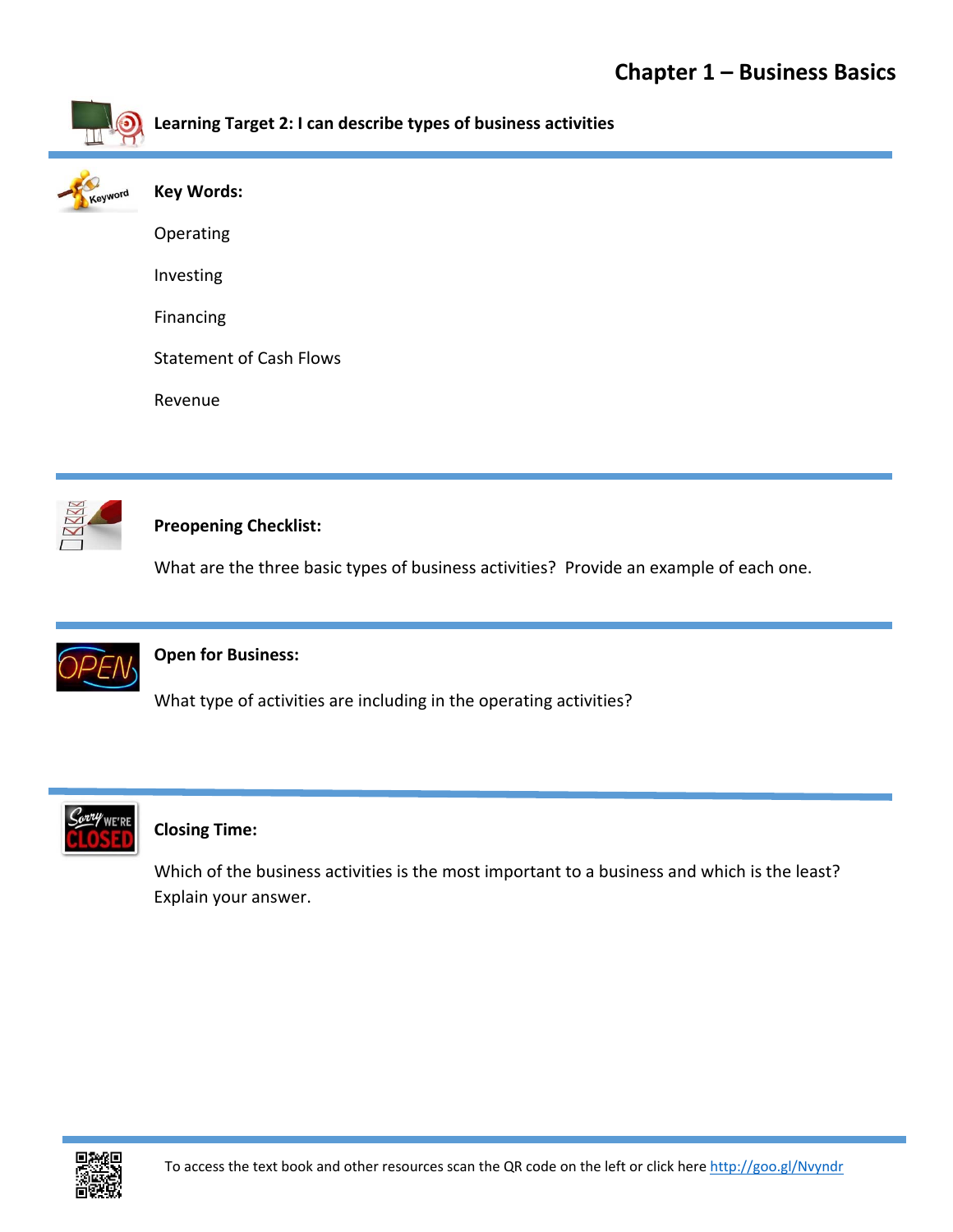# Chapter 1 – Business Basics

**Learning Target 2: I can describe types of business activities**

**Key Words:**

Operating

Investing

Financing

Statement of Cash Flows

Revenue

**Preopening Checklist:**

What are the three basic types of business activities? Provide an example of each one.

**Open for Business:**

What type of activities are including in the operating activities?

**Closing Time:**

Which of the business activities is the most important to a business and which is the least? Explain your answer.

To access the text book and other resources scan the QR code on the left or click here http://goo.gl/Nvyndr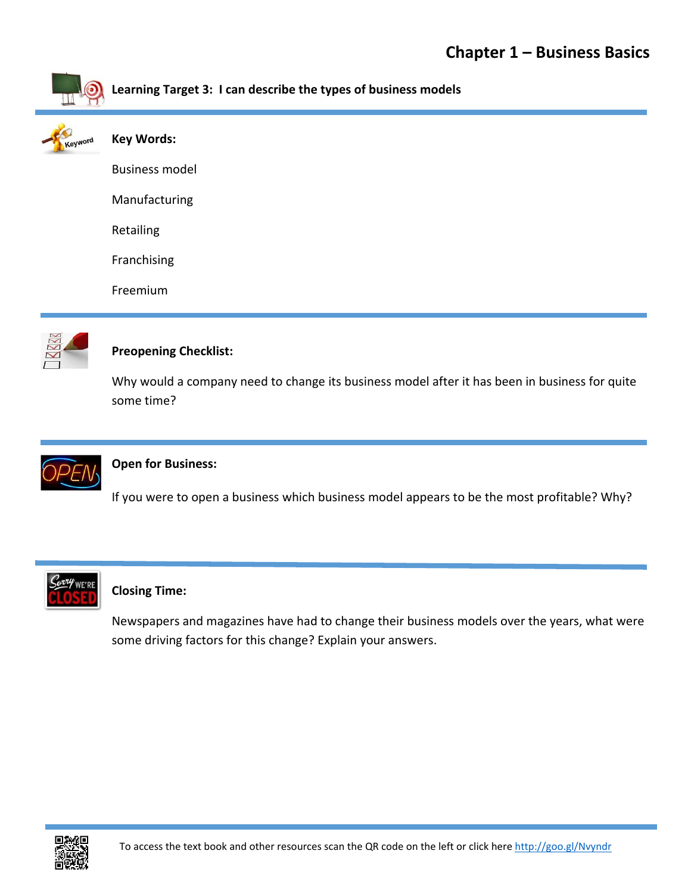# Chapter 1 – Business Basics

**Learning Target 3: I can describe the types of business models**

**Key Words:**

Business model

Manufacturing

Retailing

Franchising

Freemium

**Preopening Checklist:**

Why would a company need to change its business model after it has been in business for quite some time?

**Open for Business:**

If you were to open a business which business model appears to be the most profitable? Why?

**Closing Time:**

Newspapers and magazines have had to change their business models over the years, what were some driving factors for this change? Explain your answers.

To access the text book and other resources scan the QR code on the left or click here http://goo.gl/Nvyndr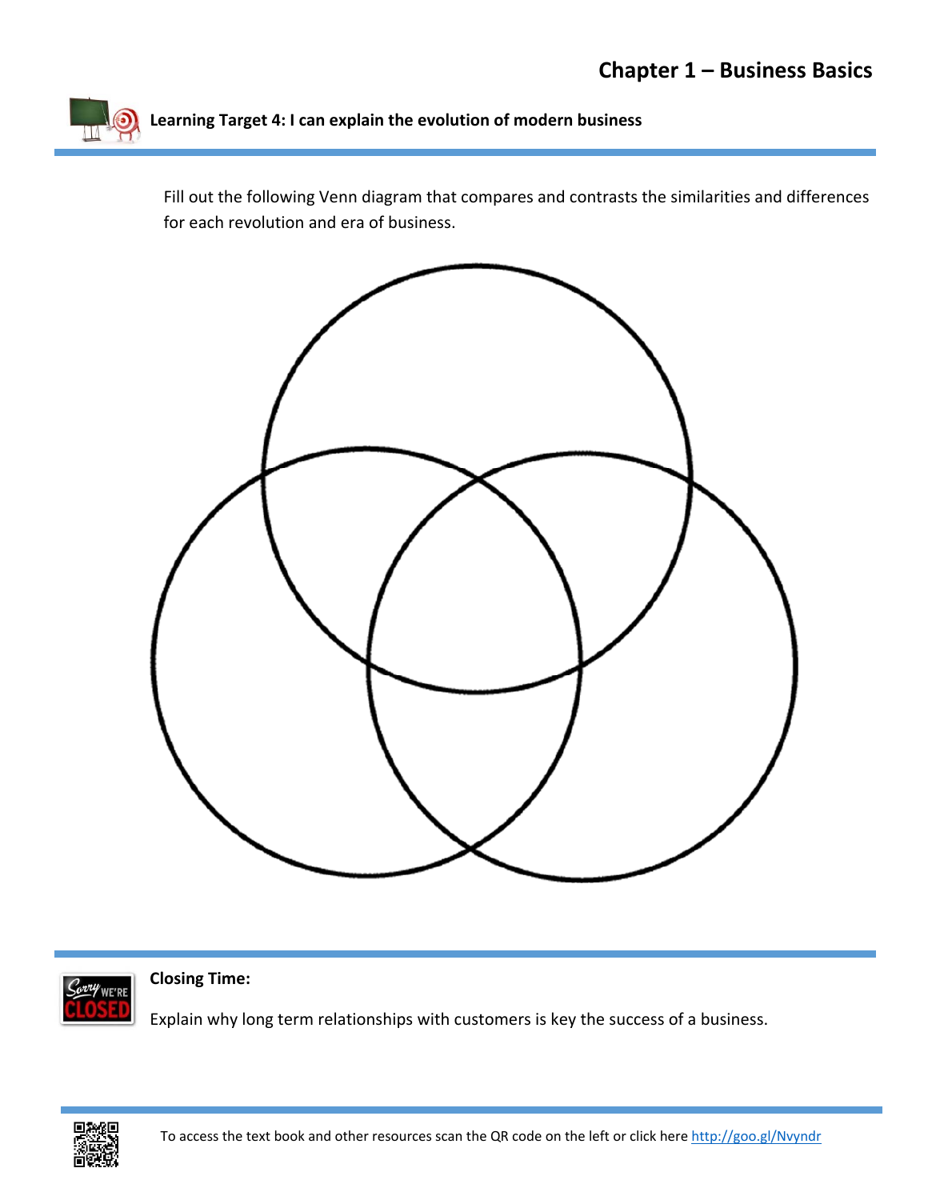## Chapter 1 – Business Basics

**Learning Target 4: I can explain the evolution of modern business**

Fill out the following Venn diagram that compares and contrasts the similarities and differences for each revolution and era of business.

**Closing Time:**

Explain why long term relationships with customers is key the success of a business.

To access the text book and other resources scan the QR code on the left or click here http://goo.gl/Nvyndr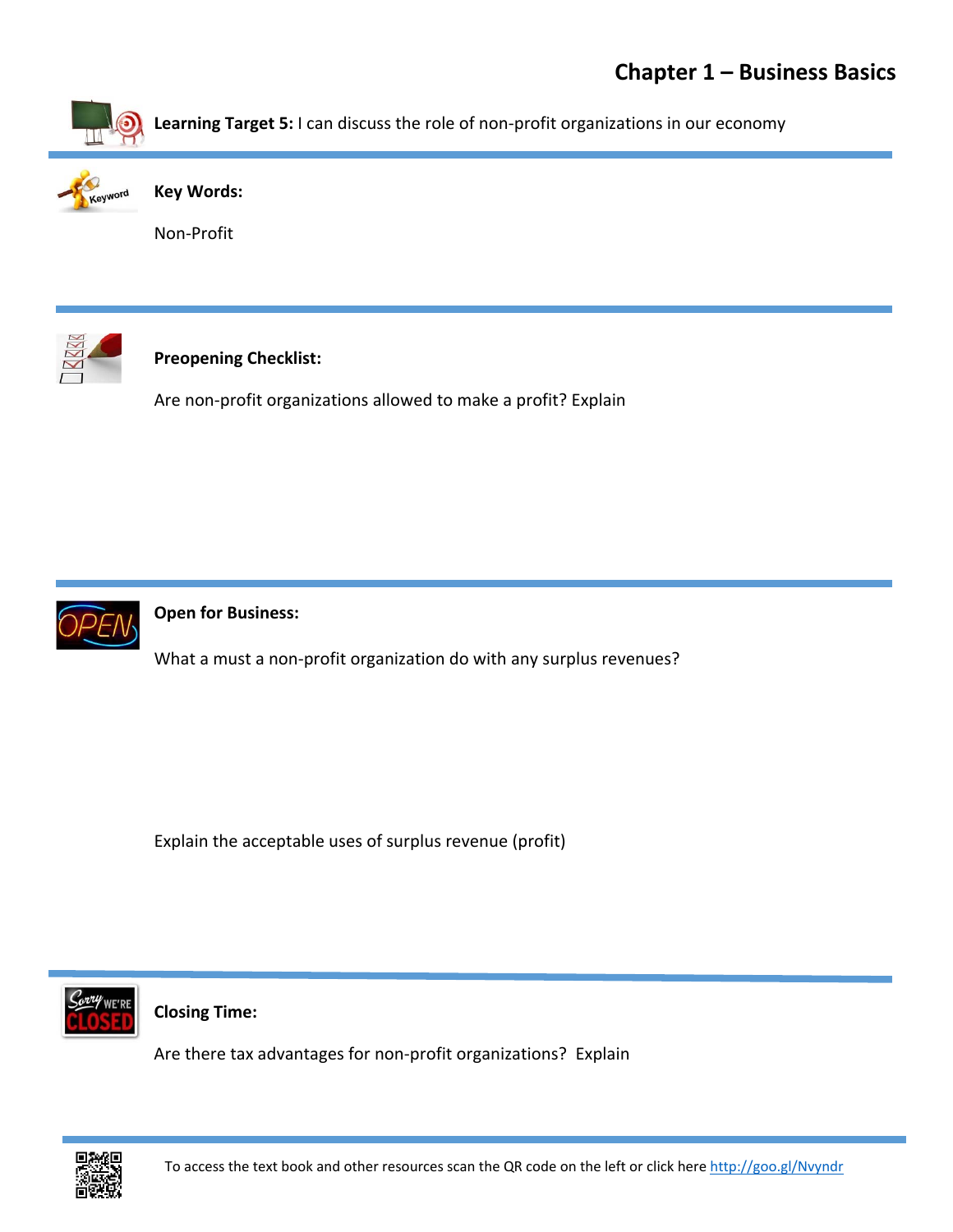# Chapter 1 – Business Basics

**Learning Target 5:** I can discuss the role of non-profit organizations in our economy

---

**Key Words:**

Non-Profit

---

**Preopening Checklist:**

Are non-profit organizations allowed to make a profit? Explain

---

**Open for Business:**

What a must a non-profit organization do with any surplus revenues?

Explain the acceptable uses of surplus revenue (profit)

---

**Closing Time:**

Are there tax advantages for non-profit organizations? Explain

---

To access the text book and other resources scan the QR code on the left or click here http://goo.gl/Nvyndr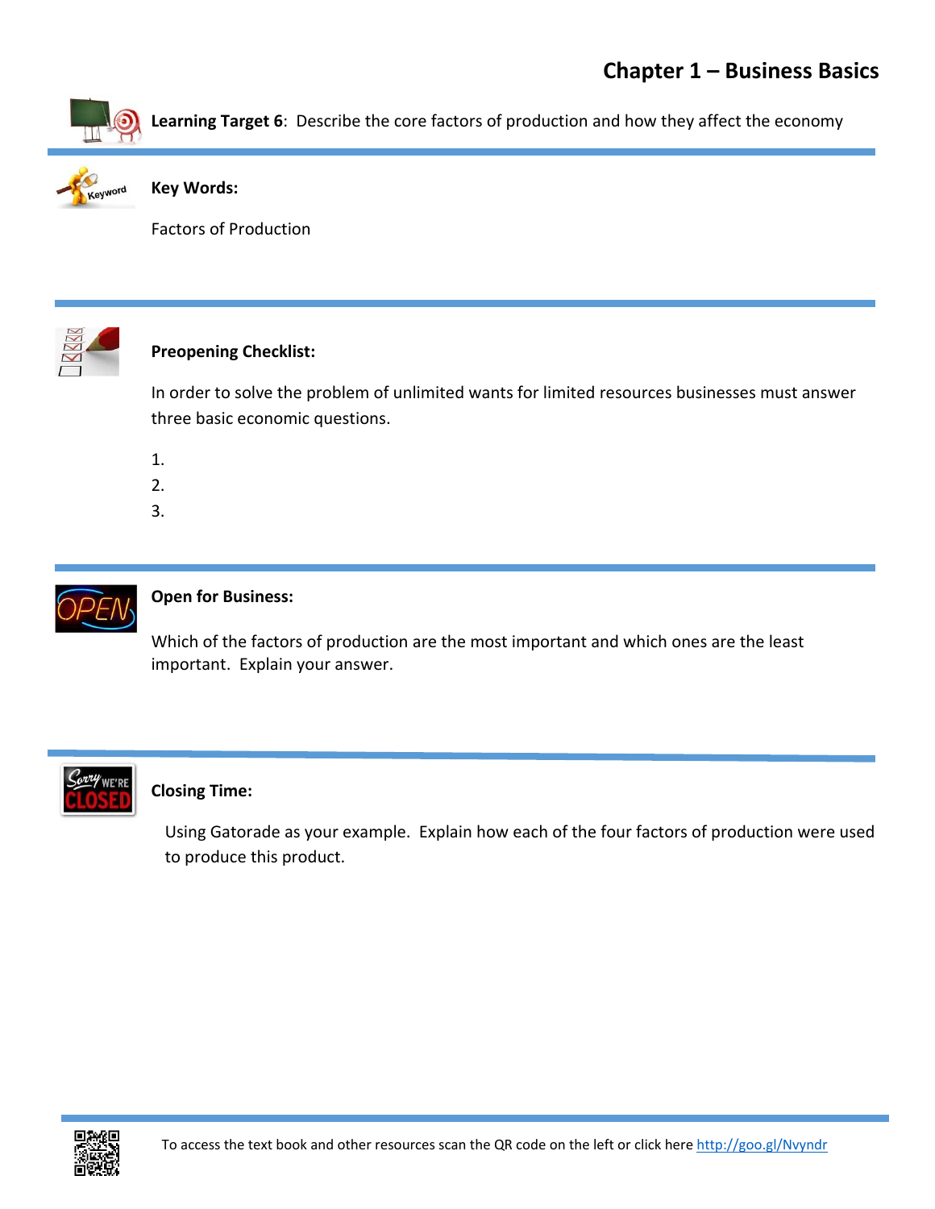## Chapter 1 – Business Basics

**Learning Target 6**: Describe the core factors of production and how they affect the economy

**Key Words:**

Factors of Production

**Preopening Checklist:**

In order to solve the problem of unlimited wants for limited resources businesses must answer three basic economic questions.

1.
2.
3.

**Open for Business:**

Which of the factors of production are the most important and which ones are the least important. Explain your answer.

**Closing Time:**

Using Gatorade as your example. Explain how each of the four factors of production were used to produce this product.

To access the text book and other resources scan the QR code on the left or click here http://goo.gl/Nvyndr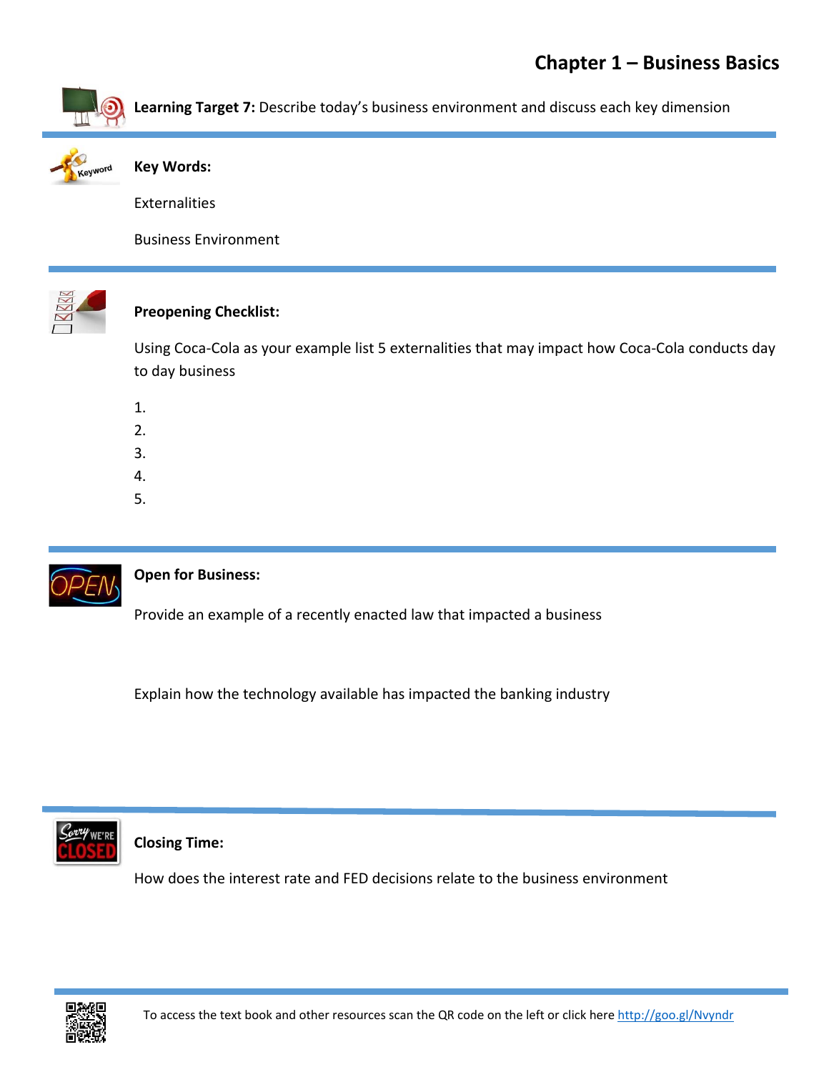# Chapter 1 – Business Basics

**Learning Target 7:** Describe today's business environment and discuss each key dimension

**Key Words:**

Externalities

Business Environment

**Preopening Checklist:**

Using Coca-Cola as your example list 5 externalities that may impact how Coca-Cola conducts day to day business

1.
2.
3.
4.
5.

**Open for Business:**

Provide an example of a recently enacted law that impacted a business

Explain how the technology available has impacted the banking industry

**Closing Time:**

How does the interest rate and FED decisions relate to the business environment

To access the text book and other resources scan the QR code on the left or click here http://goo.gl/Nvyndr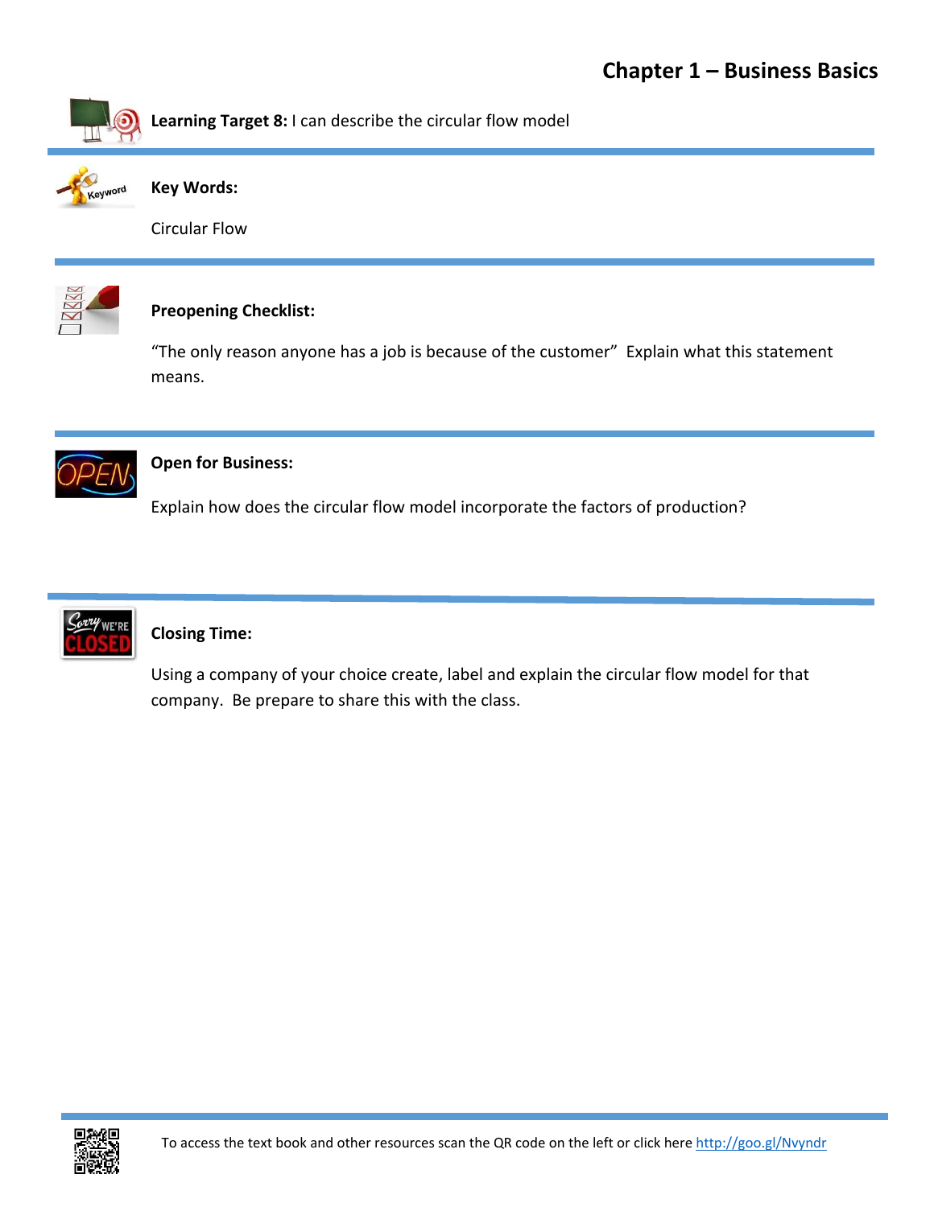# Chapter 1 – Business Basics

**Learning Target 8:** I can describe the circular flow model

---

**Key Words:**

Circular Flow

---

**Preopening Checklist:**

"The only reason anyone has a job is because of the customer" Explain what this statement means.

---

**Open for Business:**

Explain how does the circular flow model incorporate the factors of production?

---

**Closing Time:**

Using a company of your choice create, label and explain the circular flow model for that company. Be prepare to share this with the class.

---

To access the text book and other resources scan the QR code on the left or click here http://goo.gl/Nvyndr